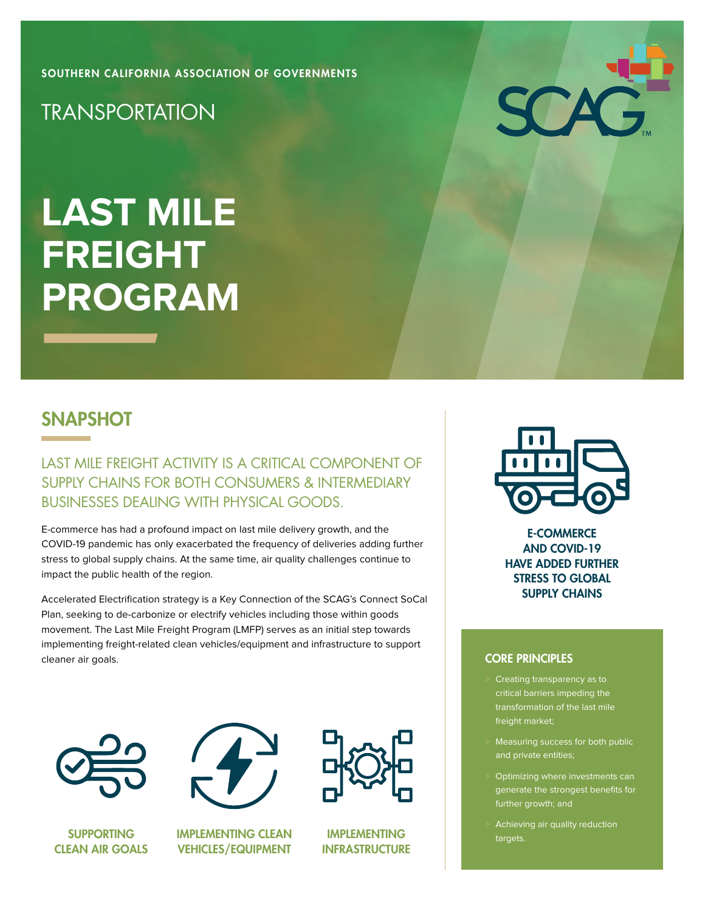SOUTHERN CALIFORNIA ASSOCIATION OF GOVERNMENTS

TRANSPORTATION

# LAST MILE FREIGHT PROGRAM

## SNAPSHOT

### LAST MILE FREIGHT ACTIVITY IS A CRITICAL COMPONENT OF SUPPLY CHAINS FOR BOTH CONSUMERS & INTERMEDIARY BUSINESSES DEALING WITH PHYSICAL GOODS.

E-commerce has had a profound impact on last mile delivery growth, and the COVID-19 pandemic has only exacerbated the frequency of deliveries adding further stress to global supply chains. At the same time, air quality challenges continue to impact the public health of the region.

Accelerated Electrification strategy is a Key Connection of the SCAG's Connect SoCal Plan, seeking to de-carbonize or electrify vehicles including those within goods movement. The Last Mile Freight Program (LMFP) serves as an initial step towards implementing freight-related clean vehicles/equipment and infrastructure to support cleaner air goals.

**SUPPORTING CLEAN AIR GOALS**

**IMPLEMENTING CLEAN VEHICLES/EQUIPMENT**

**IMPLEMENTING INFRASTRUCTURE**

**E-COMMERCE AND COVID-19 HAVE ADDED FURTHER STRESS TO GLOBAL SUPPLY CHAINS**

### CORE PRINCIPLES

- Creating transparency as to critical barriers impeding the transformation of the last mile freight market;
- Measuring success for both public and private entities;
- Optimizing where investments can generate the strongest benefits for further growth; and
- Achieving air quality reduction targets.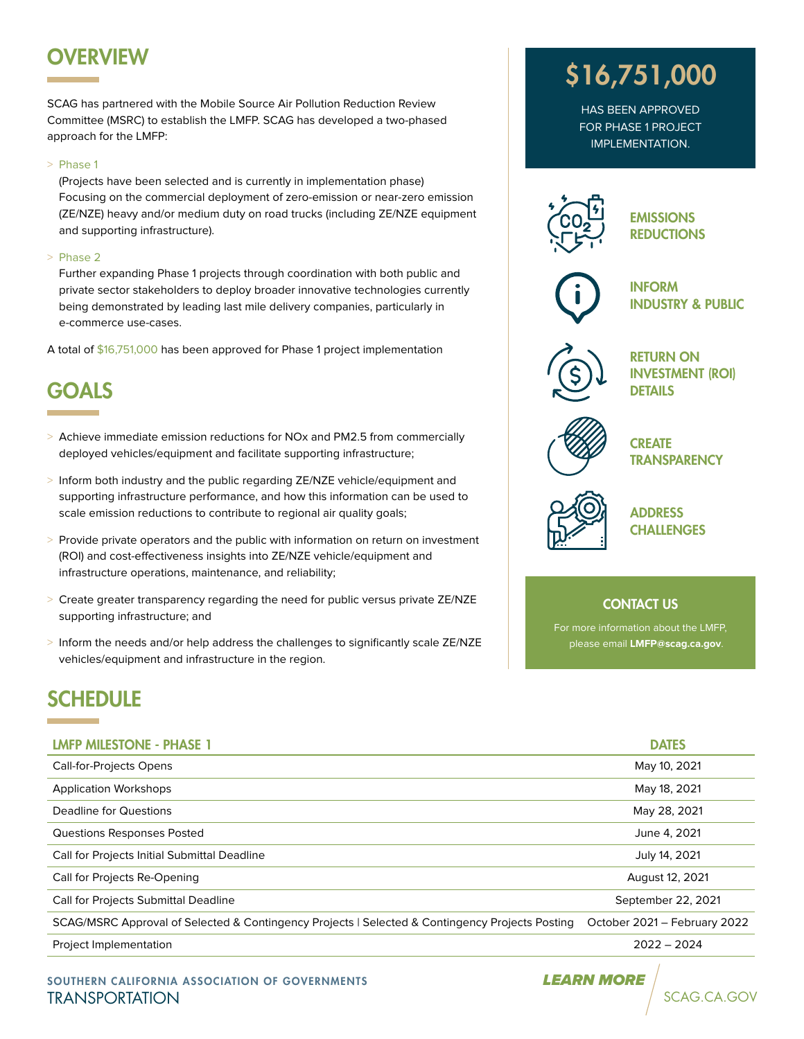## OVERVIEW

SCAG has partnered with the Mobile Source Air Pollution Reduction Review Committee (MSRC) to establish the LMFP. SCAG has developed a two-phased approach for the LMFP:

> Phase 1

(Projects have been selected and is currently in implementation phase) Focusing on the commercial deployment of zero-emission or near-zero emission (ZE/NZE) heavy and/or medium duty on road trucks (including ZE/NZE equipment and supporting infrastructure).

> Phase 2

Further expanding Phase 1 projects through coordination with both public and private sector stakeholders to deploy broader innovative technologies currently being demonstrated by leading last mile delivery companies, particularly in e-commerce use-cases.

A total of $16,751,000 has been approved for Phase 1 project implementation

## GOALS

- Achieve immediate emission reductions for NOx and PM2.5 from commercially deployed vehicles/equipment and facilitate supporting infrastructure;
- Inform both industry and the public regarding ZE/NZE vehicle/equipment and supporting infrastructure performance, and how this information can be used to scale emission reductions to contribute to regional air quality goals;
- Provide private operators and the public with information on return on investment (ROI) and cost-effectiveness insights into ZE/NZE vehicle/equipment and infrastructure operations, maintenance, and reliability;
- Create greater transparency regarding the need for public versus private ZE/NZE supporting infrastructure; and
- Inform the needs and/or help address the challenges to significantly scale ZE/NZE vehicles/equipment and infrastructure in the region.

**$16,751,000**

HAS BEEN APPROVED FOR PHASE 1 PROJECT IMPLEMENTATION.

EMISSIONS REDUCTIONS

INFORM INDUSTRY & PUBLIC

RETURN ON INVESTMENT (ROI) DETAILS

CREATE TRANSPARENCY

ADDRESS CHALLENGES

### CONTACT US

For more information about the LMFP, please email **LMFP@scag.ca.gov**.

## SCHEDULE

| LMFP MILESTONE - PHASE 1 | DATES |
|---|---|
| Call-for-Projects Opens | May 10, 2021 |
| Application Workshops | May 18, 2021 |
| Deadline for Questions | May 28, 2021 |
| Questions Responses Posted | June 4, 2021 |
| Call for Projects Initial Submittal Deadline | July 14, 2021 |
| Call for Projects Re-Opening | August 12, 2021 |
| Call for Projects Submittal Deadline | September 22, 2021 |
| SCAG/MSRC Approval of Selected & Contingency Projects \| Selected & Contingency Projects Posting | October 2021 – February 2022 |
| Project Implementation | 2022 – 2024 |

SOUTHERN CALIFORNIA ASSOCIATION OF GOVERNMENTS
TRANSPORTATION

**LEARN MORE** SCAG.CA.GOV